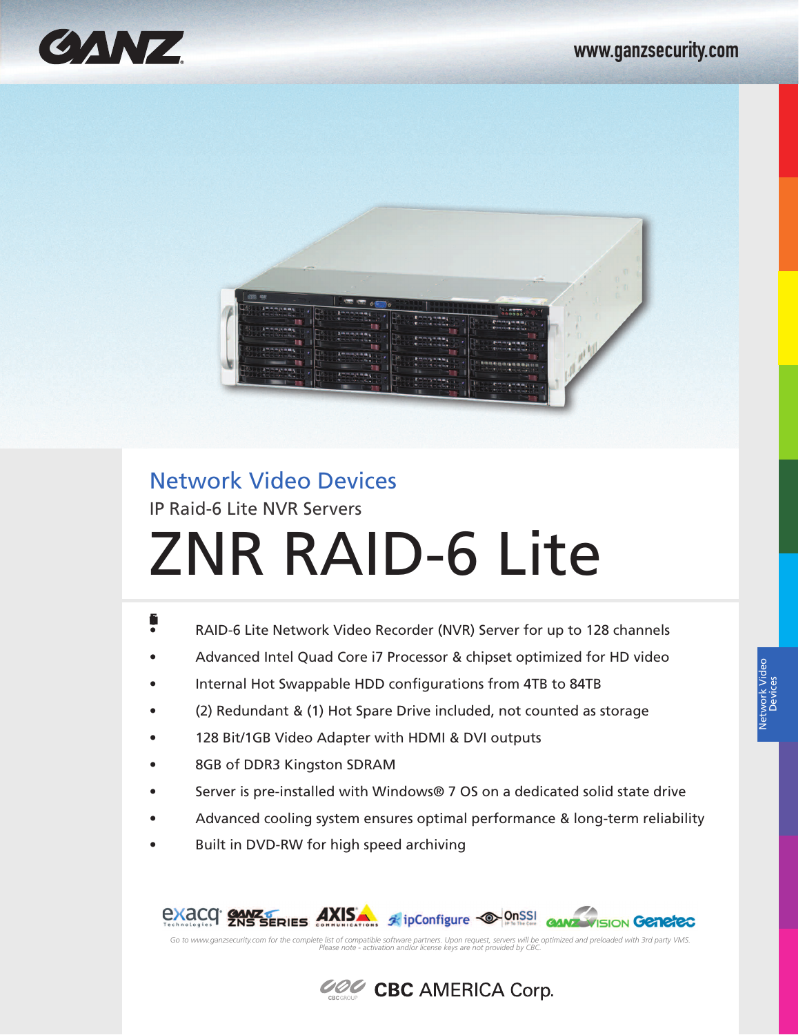GANZ

www.ganzsecurity.com

## Network Video Devices

IP Raid-6 Lite NVR Servers

# ZNR RAID-6 Lite

- RAID-6 Lite Network Video Recorder (NVR) Server for up to 128 channels
- Advanced Intel Quad Core i7 Processor & chipset optimized for HD video
- Internal Hot Swappable HDD configurations from 4TB to 84TB
- (2) Redundant & (1) Hot Spare Drive included, not counted as storage
- 128 Bit/1GB Video Adapter with HDMI & DVI outputs
- 8GB of DDR3 Kingston SDRAM
- Server is pre-installed with Windows® 7 OS on a dedicated solid state drive
- Advanced cooling system ensures optimal performance & long-term reliability
- Built in DVD-RW for high speed archiving

exacq Technologies · GANZ ZNS SERIES · AXIS COMMUNICATIONS · ipConfigure · OnSSI · GANZ VISION · Genetec

*Go to www.ganzsecurity.com for the complete list of compatible software partners. Upon request, servers will be optimized and preloaded with 3rd party VMS. Please note - activation and/or license keys are not provided by CBC.*

CBC AMERICA Corp.

Network Video Devices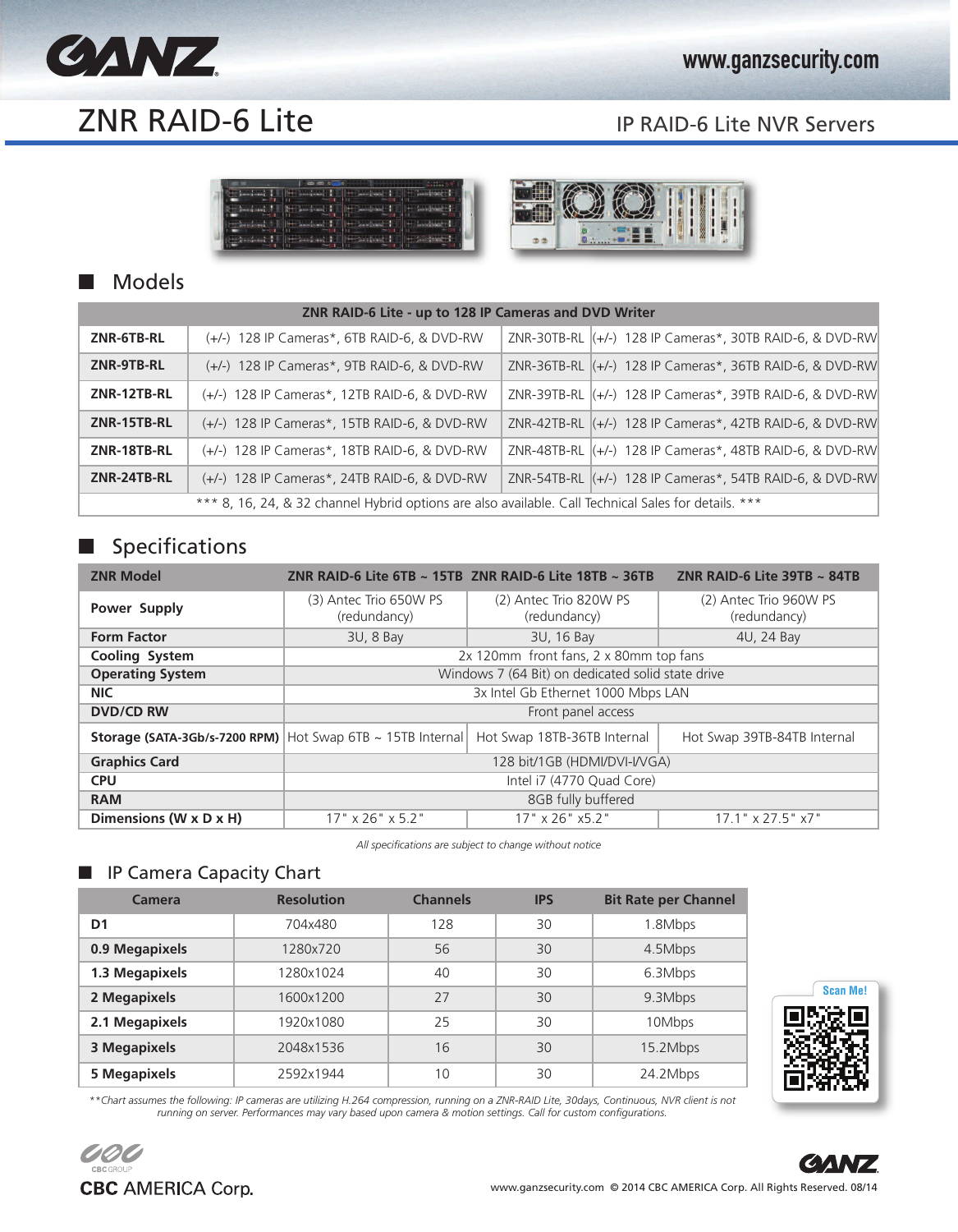# ZNR RAID-6 Lite

## IP RAID-6 Lite NVR Servers

## Models

| ZNR RAID-6 Lite - up to 128 IP Cameras and DVD Writer | | | |
|---|---|---|---|
| **ZNR-6TB-RL** | (+/-) 128 IP Cameras*, 6TB RAID-6, & DVD-RW | ZNR-30TB-RL | (+/-) 128 IP Cameras*, 30TB RAID-6, & DVD-RW |
| **ZNR-9TB-RL** | (+/-) 128 IP Cameras*, 9TB RAID-6, & DVD-RW | ZNR-36TB-RL | (+/-) 128 IP Cameras*, 36TB RAID-6, & DVD-RW |
| **ZNR-12TB-RL** | (+/-) 128 IP Cameras*, 12TB RAID-6, & DVD-RW | ZNR-39TB-RL | (+/-) 128 IP Cameras*, 39TB RAID-6, & DVD-RW |
| **ZNR-15TB-RL** | (+/-) 128 IP Cameras*, 15TB RAID-6, & DVD-RW | ZNR-42TB-RL | (+/-) 128 IP Cameras*, 42TB RAID-6, & DVD-RW |
| **ZNR-18TB-RL** | (+/-) 128 IP Cameras*, 18TB RAID-6, & DVD-RW | ZNR-48TB-RL | (+/-) 128 IP Cameras*, 48TB RAID-6, & DVD-RW |
| **ZNR-24TB-RL** | (+/-) 128 IP Cameras*, 24TB RAID-6, & DVD-RW | ZNR-54TB-RL | (+/-) 128 IP Cameras*, 54TB RAID-6, & DVD-RW |
| *** 8, 16, 24, & 32 channel Hybrid options are also available. Call Technical Sales for details. *** | | | |

## Specifications

| ZNR Model | ZNR RAID-6 Lite 6TB ~ 15TB | ZNR RAID-6 Lite 18TB ~ 36TB | ZNR RAID-6 Lite 39TB ~ 84TB |
|---|---|---|---|
| **Power Supply** | (3) Antec Trio 650W PS (redundancy) | (2) Antec Trio 820W PS (redundancy) | (2) Antec Trio 960W PS (redundancy) |
| **Form Factor** | 3U, 8 Bay | 3U, 16 Bay | 4U, 24 Bay |
| **Cooling System** | 2x 120mm front fans, 2 x 80mm top fans | | |
| **Operating System** | Windows 7 (64 Bit) on dedicated solid state drive | | |
| **NIC** | 3x Intel Gb Ethernet 1000 Mbps LAN | | |
| **DVD/CD RW** | Front panel access | | |
| **Storage (SATA-3Gb/s-7200 RPM)** | Hot Swap 6TB ~ 15TB Internal | Hot Swap 18TB-36TB Internal | Hot Swap 39TB-84TB Internal |
| **Graphics Card** | 128 bit/1GB (HDMI/DVI-I/VGA) | | |
| **CPU** | Intel i7 (4770 Quad Core) | | |
| **RAM** | 8GB fully buffered | | |
| **Dimensions (W x D x H)** | 17" x 26" x 5.2" | 17" x 26" x5.2" | 17.1" x 27.5" x7" |

*All specifications are subject to change without notice*

## IP Camera Capacity Chart

| Camera | Resolution | Channels | IPS | Bit Rate per Channel |
|---|---|---|---|---|
| **D1** | 704x480 | 128 | 30 | 1.8Mbps |
| **0.9 Megapixels** | 1280x720 | 56 | 30 | 4.5Mbps |
| **1.3 Megapixels** | 1280x1024 | 40 | 30 | 6.3Mbps |
| **2 Megapixels** | 1600x1200 | 27 | 30 | 9.3Mbps |
| **2.1 Megapixels** | 1920x1080 | 25 | 30 | 10Mbps |
| **3 Megapixels** | 2048x1536 | 16 | 30 | 15.2Mbps |
| **5 Megapixels** | 2592x1944 | 10 | 30 | 24.2Mbps |

*\*\*Chart assumes the following: IP cameras are utilizing H.264 compression, running on a ZNR-RAID Lite, 30days, Continuous, NVR client is not running on server. Performances may vary based upon camera & motion settings. Call for custom configurations.*

Scan Me!

CBC AMERICA Corp.

www.ganzsecurity.com © 2014 CBC AMERICA Corp. All Rights Reserved. 08/14